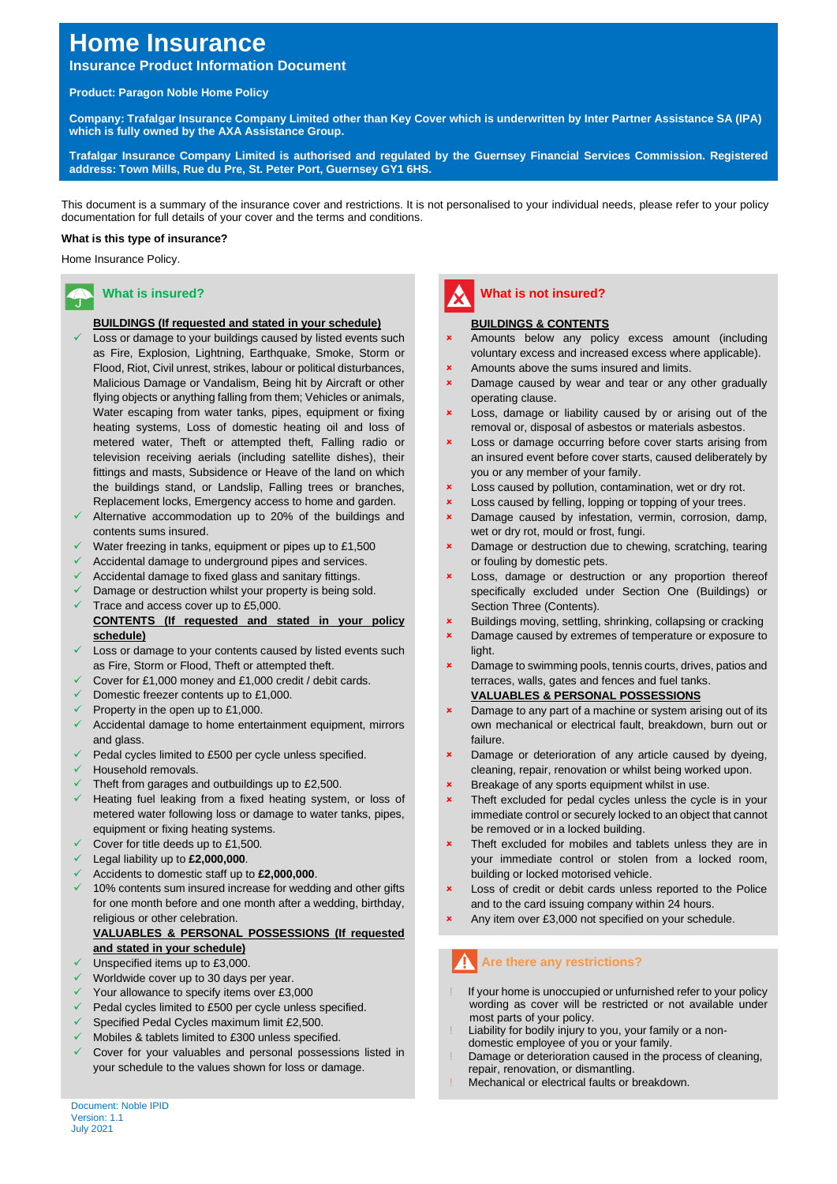# Home Insurance

**Insurance Product Information Document**

**Product: Paragon Noble Home Policy**

**Company: Trafalgar Insurance Company Limited other than Key Cover which is underwritten by Inter Partner Assistance SA (IPA) which is fully owned by the AXA Assistance Group.**

**Trafalgar Insurance Company Limited is authorised and regulated by the Guernsey Financial Services Commission. Registered address: Town Mills, Rue du Pre, St. Peter Port, Guernsey GY1 6HS.**

This document is a summary of the insurance cover and restrictions. It is not personalised to your individual needs, please refer to your policy documentation for full details of your cover and the terms and conditions.

**What is this type of insurance?**

Home Insurance Policy.

## What is insured?

**BUILDINGS (If requested and stated in your schedule)**

- ✓ Loss or damage to your buildings caused by listed events such as Fire, Explosion, Lightning, Earthquake, Smoke, Storm or Flood, Riot, Civil unrest, strikes, labour or political disturbances, Malicious Damage or Vandalism, Being hit by Aircraft or other flying objects or anything falling from them; Vehicles or animals, Water escaping from water tanks, pipes, equipment or fixing heating systems, Loss of domestic heating oil and loss of metered water, Theft or attempted theft, Falling radio or television receiving aerials (including satellite dishes), their fittings and masts, Subsidence or Heave of the land on which the buildings stand, or Landslip, Falling trees or branches, Replacement locks, Emergency access to home and garden.
- ✓ Alternative accommodation up to 20% of the buildings and contents sums insured.
- ✓ Water freezing in tanks, equipment or pipes up to £1,500
- ✓ Accidental damage to underground pipes and services.
- ✓ Accidental damage to fixed glass and sanitary fittings.
- ✓ Damage or destruction whilst your property is being sold.
- ✓ Trace and access cover up to £5,000.

**CONTENTS (If requested and stated in your policy schedule)**

- ✓ Loss or damage to your contents caused by listed events such as Fire, Storm or Flood, Theft or attempted theft.
- ✓ Cover for £1,000 money and £1,000 credit / debit cards.
- ✓ Domestic freezer contents up to £1,000.
- ✓ Property in the open up to £1,000.
- ✓ Accidental damage to home entertainment equipment, mirrors and glass.
- ✓ Pedal cycles limited to £500 per cycle unless specified.
- ✓ Household removals.
- ✓ Theft from garages and outbuildings up to £2,500.
- ✓ Heating fuel leaking from a fixed heating system, or loss of metered water following loss or damage to water tanks, pipes, equipment or fixing heating systems.
- ✓ Cover for title deeds up to £1,500.
- ✓ Legal liability up to **£2,000,000**.
- ✓ Accidents to domestic staff up to **£2,000,000**.
- ✓ 10% contents sum insured increase for wedding and other gifts for one month before and one month after a wedding, birthday, religious or other celebration.

**VALUABLES & PERSONAL POSSESSIONS (If requested and stated in your schedule)**

- ✓ Unspecified items up to £3,000.
- ✓ Worldwide cover up to 30 days per year.
- ✓ Your allowance to specify items over £3,000
- ✓ Pedal cycles limited to £500 per cycle unless specified.
- ✓ Specified Pedal Cycles maximum limit £2,500.
- ✓ Mobiles & tablets limited to £300 unless specified.
- ✓ Cover for your valuables and personal possessions listed in your schedule to the values shown for loss or damage.

## What is not insured?

**BUILDINGS & CONTENTS**

- ✗ Amounts below any policy excess amount (including voluntary excess and increased excess where applicable).
- ✗ Amounts above the sums insured and limits.
- ✗ Damage caused by wear and tear or any other gradually operating clause.
- ✗ Loss, damage or liability caused by or arising out of the removal or, disposal of asbestos or materials asbestos.
- ✗ Loss or damage occurring before cover starts arising from an insured event before cover starts, caused deliberately by you or any member of your family.
- ✗ Loss caused by pollution, contamination, wet or dry rot.
- ✗ Loss caused by felling, lopping or topping of your trees.
- ✗ Damage caused by infestation, vermin, corrosion, damp, wet or dry rot, mould or frost, fungi.
- ✗ Damage or destruction due to chewing, scratching, tearing or fouling by domestic pets.
- ✗ Loss, damage or destruction or any proportion thereof specifically excluded under Section One (Buildings) or Section Three (Contents).
- ✗ Buildings moving, settling, shrinking, collapsing or cracking
- ✗ Damage caused by extremes of temperature or exposure to light.
- ✗ Damage to swimming pools, tennis courts, drives, patios and terraces, walls, gates and fences and fuel tanks.

**VALUABLES & PERSONAL POSSESSIONS**

- ✗ Damage to any part of a machine or system arising out of its own mechanical or electrical fault, breakdown, burn out or failure.
- ✗ Damage or deterioration of any article caused by dyeing, cleaning, repair, renovation or whilst being worked upon.
- ✗ Breakage of any sports equipment whilst in use.
- ✗ Theft excluded for pedal cycles unless the cycle is in your immediate control or securely locked to an object that cannot be removed or in a locked building.
- ✗ Theft excluded for mobiles and tablets unless they are in your immediate control or stolen from a locked room, building or locked motorised vehicle.
- ✗ Loss of credit or debit cards unless reported to the Police and to the card issuing company within 24 hours.
- ✗ Any item over £3,000 not specified on your schedule.

## Are there any restrictions?

- ! If your home is unoccupied or unfurnished refer to your policy wording as cover will be restricted or not available under most parts of your policy.
- ! Liability for bodily injury to you, your family or a non-domestic employee of you or your family.
- ! Damage or deterioration caused in the process of cleaning, repair, renovation, or dismantling.
- ! Mechanical or electrical faults or breakdown.

Document: Noble IPID
Version: 1.1
July 2021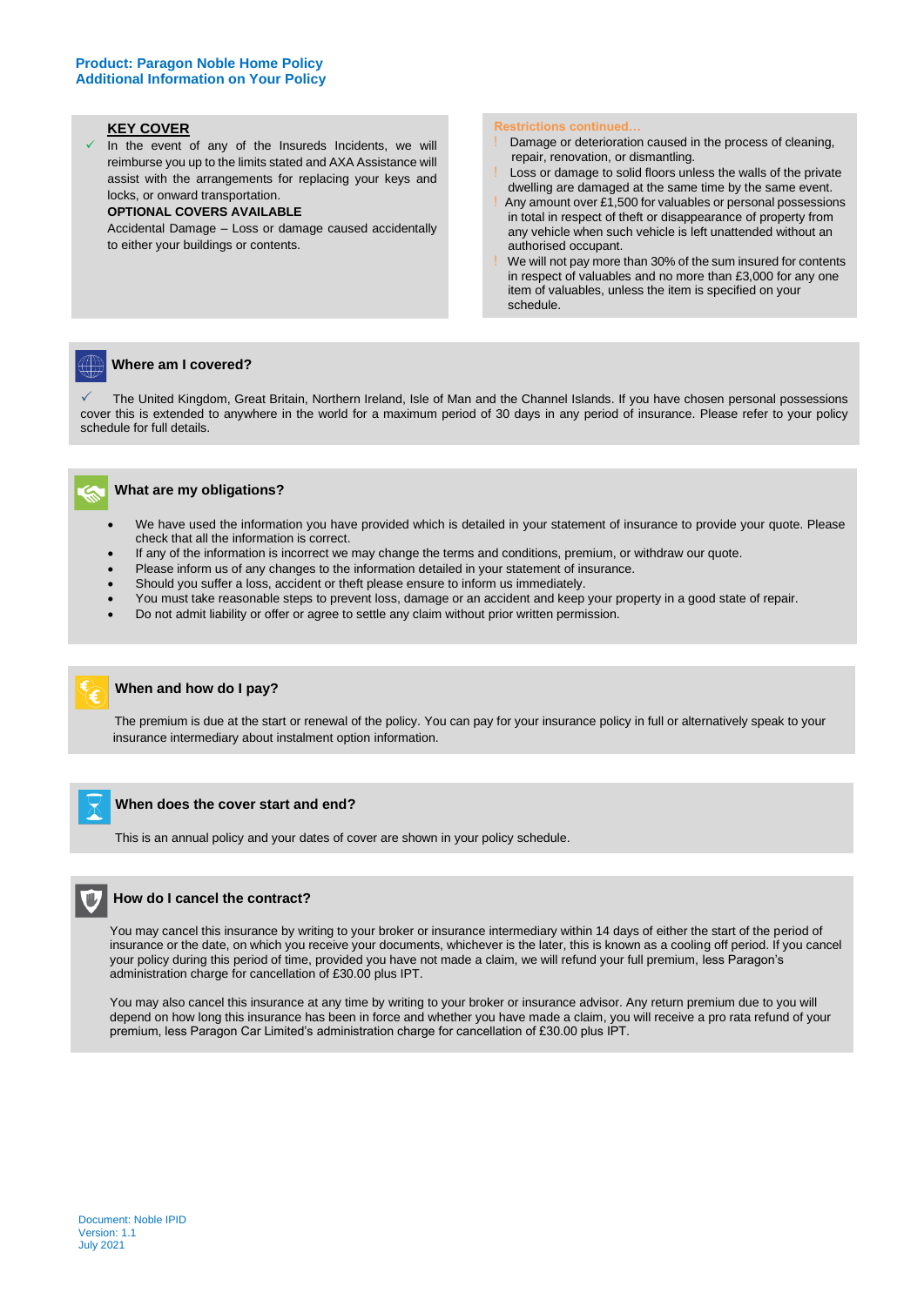**Product: Paragon Noble Home Policy**
**Additional Information on Your Policy**

**KEY COVER**

- ✓ In the event of any of the Insureds Incidents, we will reimburse you up to the limits stated and AXA Assistance will assist with the arrangements for replacing your keys and locks, or onward transportation.

**OPTIONAL COVERS AVAILABLE**

Accidental Damage – Loss or damage caused accidentally to either your buildings or contents.

**Restrictions continued…**

- ! Damage or deterioration caused in the process of cleaning, repair, renovation, or dismantling.
- ! Loss or damage to solid floors unless the walls of the private dwelling are damaged at the same time by the same event.
- ! Any amount over £1,500 for valuables or personal possessions in total in respect of theft or disappearance of property from any vehicle when such vehicle is left unattended without an authorised occupant.
- ! We will not pay more than 30% of the sum insured for contents in respect of valuables and no more than £3,000 for any one item of valuables, unless the item is specified on your schedule.

## Where am I covered?

✓ The United Kingdom, Great Britain, Northern Ireland, Isle of Man and the Channel Islands. If you have chosen personal possessions cover this is extended to anywhere in the world for a maximum period of 30 days in any period of insurance. Please refer to your policy schedule for full details.

## What are my obligations?

- We have used the information you have provided which is detailed in your statement of insurance to provide your quote. Please check that all the information is correct.
- If any of the information is incorrect we may change the terms and conditions, premium, or withdraw our quote.
- Please inform us of any changes to the information detailed in your statement of insurance.
- Should you suffer a loss, accident or theft please ensure to inform us immediately.
- You must take reasonable steps to prevent loss, damage or an accident and keep your property in a good state of repair.
- Do not admit liability or offer or agree to settle any claim without prior written permission.

## When and how do I pay?

The premium is due at the start or renewal of the policy. You can pay for your insurance policy in full or alternatively speak to your insurance intermediary about instalment option information.

## When does the cover start and end?

This is an annual policy and your dates of cover are shown in your policy schedule.

## How do I cancel the contract?

You may cancel this insurance by writing to your broker or insurance intermediary within 14 days of either the start of the period of insurance or the date, on which you receive your documents, whichever is the later, this is known as a cooling off period. If you cancel your policy during this period of time, provided you have not made a claim, we will refund your full premium, less Paragon's administration charge for cancellation of £30.00 plus IPT.

You may also cancel this insurance at any time by writing to your broker or insurance advisor. Any return premium due to you will depend on how long this insurance has been in force and whether you have made a claim, you will receive a pro rata refund of your premium, less Paragon Car Limited's administration charge for cancellation of £30.00 plus IPT.

Document: Noble IPID
Version: 1.1
July 2021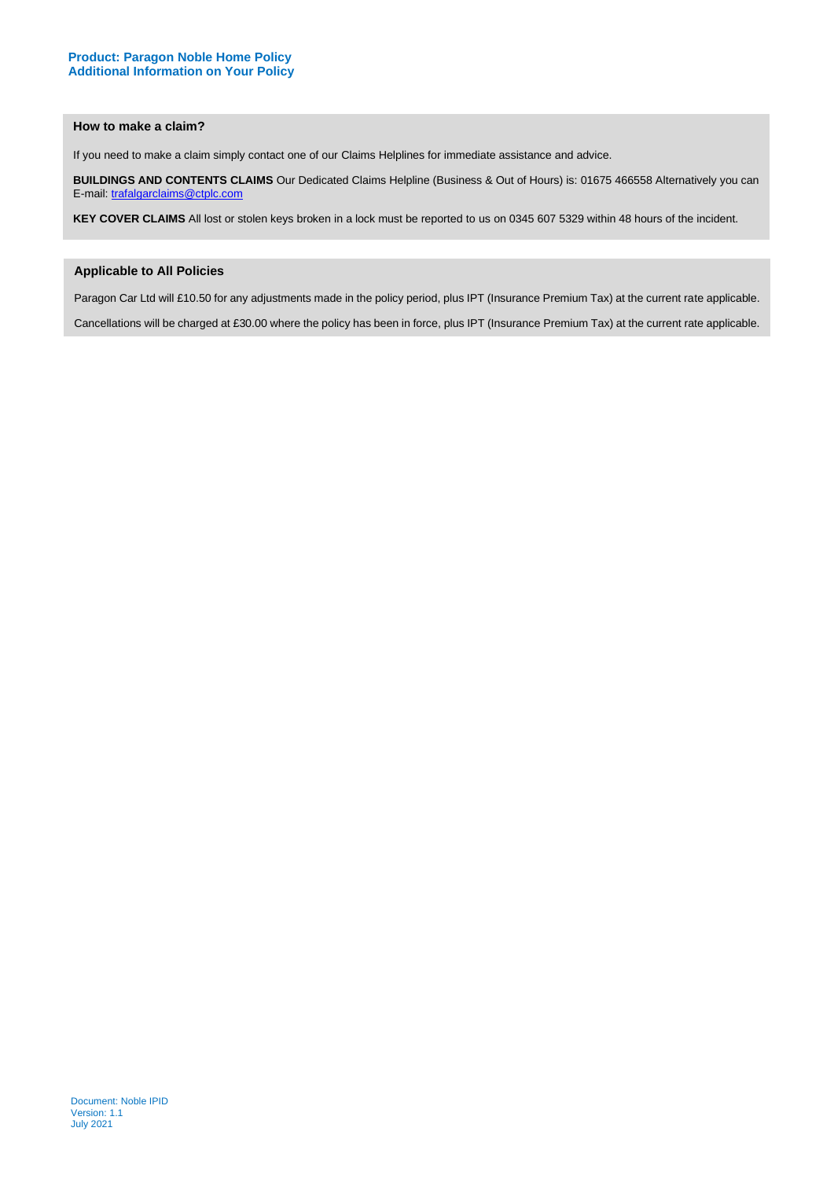**Product: Paragon Noble Home Policy**
**Additional Information on Your Policy**

### How to make a claim?

If you need to make a claim simply contact one of our Claims Helplines for immediate assistance and advice.

**BUILDINGS AND CONTENTS CLAIMS** Our Dedicated Claims Helpline (Business & Out of Hours) is: 01675 466558 Alternatively you can E-mail: trafalgarclaims@ctplc.com

**KEY COVER CLAIMS** All lost or stolen keys broken in a lock must be reported to us on 0345 607 5329 within 48 hours of the incident.

### Applicable to All Policies

Paragon Car Ltd will £10.50 for any adjustments made in the policy period, plus IPT (Insurance Premium Tax) at the current rate applicable.

Cancellations will be charged at £30.00 where the policy has been in force, plus IPT (Insurance Premium Tax) at the current rate applicable.

Document: Noble IPID
Version: 1.1
July 2021